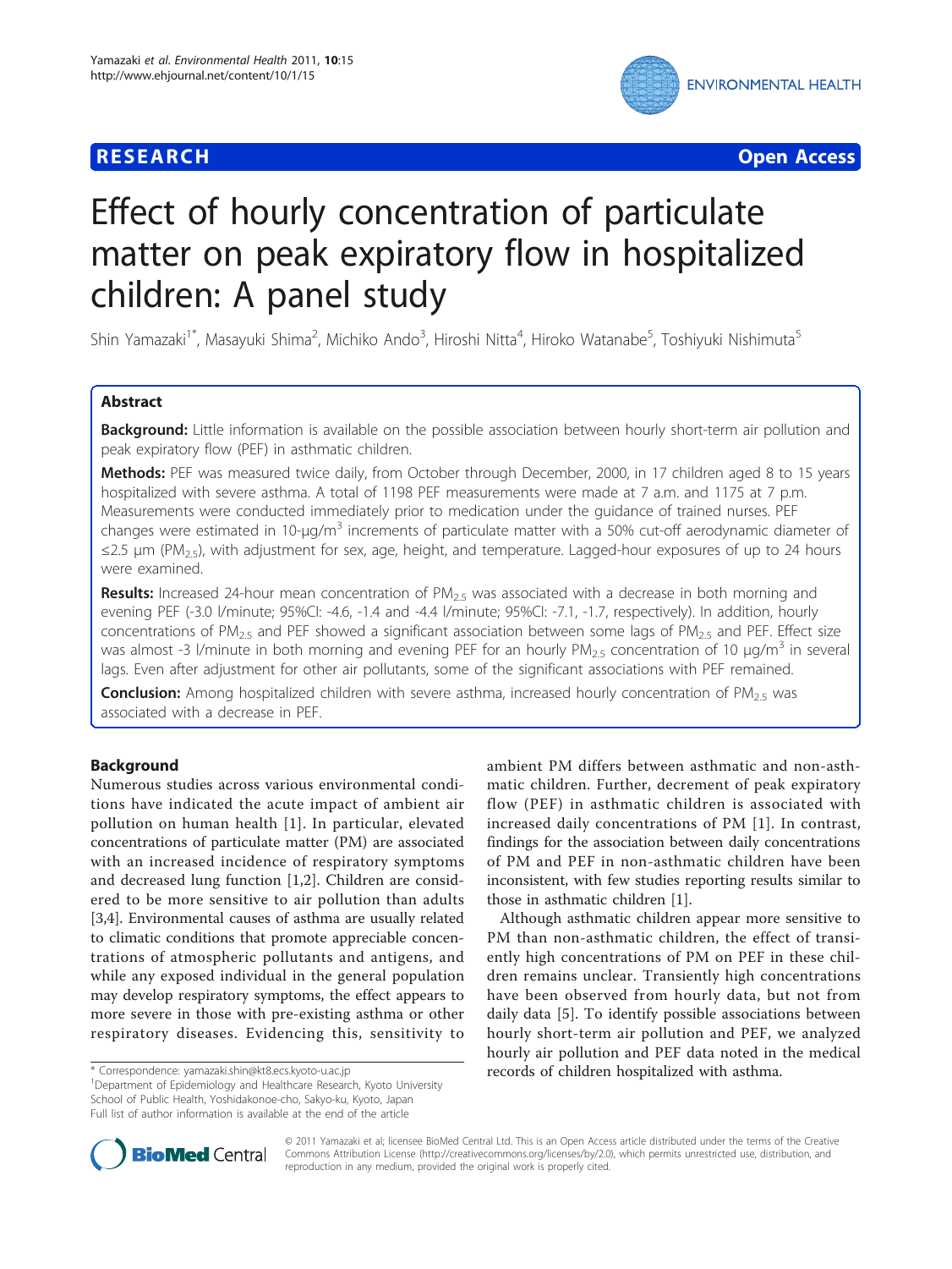RESEARCH Open Access

# Effect of hourly concentration of particulate matter on peak expiratory flow in hospitalized children: A panel study

Shin Yamazaki[1*], Masayuki Shima[2], Michiko Ando[3], Hiroshi Nitta[4], Hiroko Watanabe[5], Toshiyuki Nishimuta[5]

## Abstract

**Background:** Little information is available on the possible association between hourly short-term air pollution and peak expiratory flow (PEF) in asthmatic children.

**Methods:** PEF was measured twice daily, from October through December, 2000, in 17 children aged 8 to 15 years hospitalized with severe asthma. A total of 1198 PEF measurements were made at 7 a.m. and 1175 at 7 p.m. Measurements were conducted immediately prior to medication under the guidance of trained nurses. PEF changes were estimated in 10-μg/m$^3$ increments of particulate matter with a 50% cut-off aerodynamic diameter of ≤2.5 μm ($PM_{2.5}$), with adjustment for sex, age, height, and temperature. Lagged-hour exposures of up to 24 hours were examined.

**Results:** Increased 24-hour mean concentration of $PM_{2.5}$ was associated with a decrease in both morning and evening PEF (-3.0 l/minute; 95%CI: -4.6, -1.4 and -4.4 l/minute; 95%CI: -7.1, -1.7, respectively). In addition, hourly concentrations of $PM_{2.5}$ and PEF showed a significant association between some lags of $PM_{2.5}$ and PEF. Effect size was almost -3 l/minute in both morning and evening PEF for an hourly $PM_{2.5}$ concentration of 10 μg/m$^3$ in several lags. Even after adjustment for other air pollutants, some of the significant associations with PEF remained.

**Conclusion:** Among hospitalized children with severe asthma, increased hourly concentration of $PM_{2.5}$ was associated with a decrease in PEF.

## Background

Numerous studies across various environmental conditions have indicated the acute impact of ambient air pollution on human health [1]. In particular, elevated concentrations of particulate matter (PM) are associated with an increased incidence of respiratory symptoms and decreased lung function [1,2]. Children are considered to be more sensitive to air pollution than adults [3,4]. Environmental causes of asthma are usually related to climatic conditions that promote appreciable concentrations of atmospheric pollutants and antigens, and while any exposed individual in the general population may develop respiratory symptoms, the effect appears to more severe in those with pre-existing asthma or other respiratory diseases. Evidencing this, sensitivity to ambient PM differs between asthmatic and non-asthmatic children. Further, decrement of peak expiratory flow (PEF) in asthmatic children is associated with increased daily concentrations of PM [1]. In contrast, findings for the association between daily concentrations of PM and PEF in non-asthmatic children have been inconsistent, with few studies reporting results similar to those in asthmatic children [1].

Although asthmatic children appear more sensitive to PM than non-asthmatic children, the effect of transiently high concentrations of PM on PEF in these children remains unclear. Transiently high concentrations have been observed from hourly data, but not from daily data [5]. To identify possible associations between hourly short-term air pollution and PEF, we analyzed hourly air pollution and PEF data noted in the medical records of children hospitalized with asthma.

\* Correspondence: yamazaki.shin@kt8.ecs.kyoto-u.ac.jp
[1]Department of Epidemiology and Healthcare Research, Kyoto University School of Public Health, Yoshidakonoe-cho, Sakyo-ku, Kyoto, Japan
Full list of author information is available at the end of the article

© 2011 Yamazaki et al; licensee BioMed Central Ltd. This is an Open Access article distributed under the terms of the Creative Commons Attribution License (http://creativecommons.org/licenses/by/2.0), which permits unrestricted use, distribution, and reproduction in any medium, provided the original work is properly cited.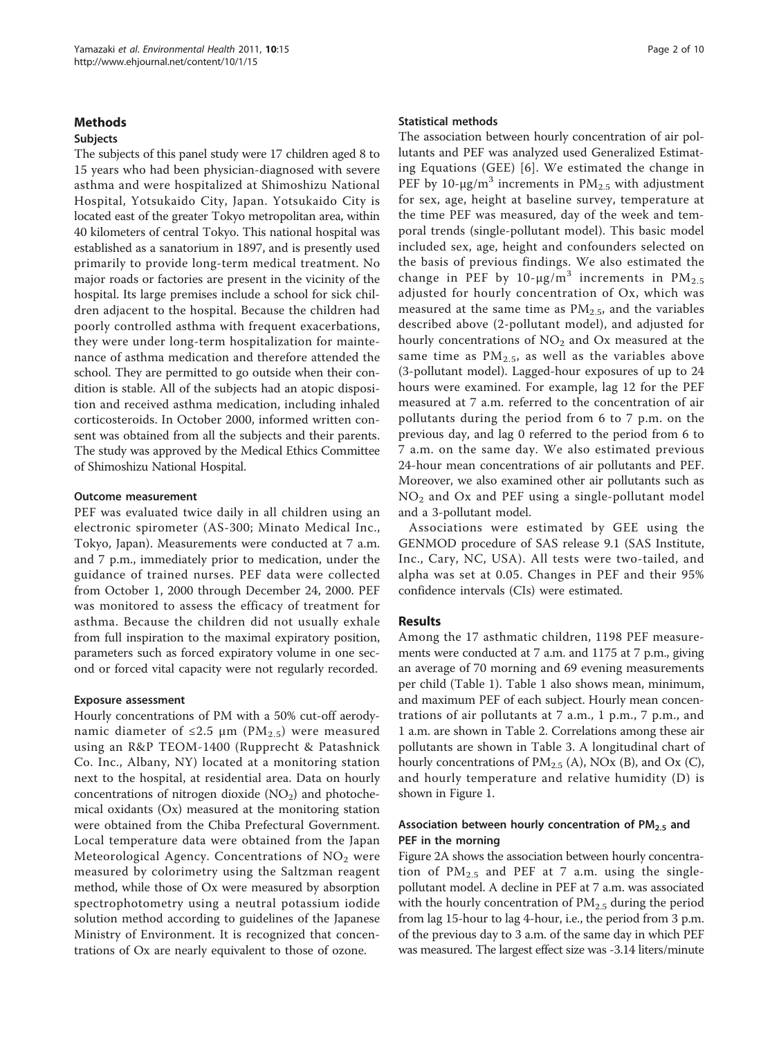## Methods

### Subjects

The subjects of this panel study were 17 children aged 8 to 15 years who had been physician-diagnosed with severe asthma and were hospitalized at Shimoshizu National Hospital, Yotsukaido City, Japan. Yotsukaido City is located east of the greater Tokyo metropolitan area, within 40 kilometers of central Tokyo. This national hospital was established as a sanatorium in 1897, and is presently used primarily to provide long-term medical treatment. No major roads or factories are present in the vicinity of the hospital. Its large premises include a school for sick children adjacent to the hospital. Because the children had poorly controlled asthma with frequent exacerbations, they were under long-term hospitalization for maintenance of asthma medication and therefore attended the school. They are permitted to go outside when their condition is stable. All of the subjects had an atopic disposition and received asthma medication, including inhaled corticosteroids. In October 2000, informed written consent was obtained from all the subjects and their parents. The study was approved by the Medical Ethics Committee of Shimoshizu National Hospital.

### Outcome measurement

PEF was evaluated twice daily in all children using an electronic spirometer (AS-300; Minato Medical Inc., Tokyo, Japan). Measurements were conducted at 7 a.m. and 7 p.m., immediately prior to medication, under the guidance of trained nurses. PEF data were collected from October 1, 2000 through December 24, 2000. PEF was monitored to assess the efficacy of treatment for asthma. Because the children did not usually exhale from full inspiration to the maximal expiratory position, parameters such as forced expiratory volume in one second or forced vital capacity were not regularly recorded.

### Exposure assessment

Hourly concentrations of PM with a 50% cut-off aerodynamic diameter of ≤2.5 μm ($PM_{2.5}$) were measured using an R&P TEOM-1400 (Rupprecht & Patashnick Co. Inc., Albany, NY) located at a monitoring station next to the hospital, at residential area. Data on hourly concentrations of nitrogen dioxide ($NO_2$) and photochemical oxidants (Ox) measured at the monitoring station were obtained from the Chiba Prefectural Government. Local temperature data were obtained from the Japan Meteorological Agency. Concentrations of $NO_2$ were measured by colorimetry using the Saltzman reagent method, while those of Ox were measured by absorption spectrophotometry using a neutral potassium iodide solution method according to guidelines of the Japanese Ministry of Environment. It is recognized that concentrations of Ox are nearly equivalent to those of ozone.

### Statistical methods

The association between hourly concentration of air pollutants and PEF was analyzed used Generalized Estimating Equations (GEE) [6]. We estimated the change in PEF by 10-μg/$m^3$ increments in $PM_{2.5}$ with adjustment for sex, age, height at baseline survey, temperature at the time PEF was measured, day of the week and temporal trends (single-pollutant model). This basic model included sex, age, height and confounders selected on the basis of previous findings. We also estimated the change in PEF by 10-μg/$m^3$ increments in $PM_{2.5}$ adjusted for hourly concentration of Ox, which was measured at the same time as $PM_{2.5}$, and the variables described above (2-pollutant model), and adjusted for hourly concentrations of $NO_2$ and Ox measured at the same time as $PM_{2.5}$, as well as the variables above (3-pollutant model). Lagged-hour exposures of up to 24 hours were examined. For example, lag 12 for the PEF measured at 7 a.m. referred to the concentration of air pollutants during the period from 6 to 7 p.m. on the previous day, and lag 0 referred to the period from 6 to 7 a.m. on the same day. We also estimated previous 24-hour mean concentrations of air pollutants and PEF. Moreover, we also examined other air pollutants such as $NO_2$ and Ox and PEF using a single-pollutant model and a 3-pollutant model.

Associations were estimated by GEE using the GENMOD procedure of SAS release 9.1 (SAS Institute, Inc., Cary, NC, USA). All tests were two-tailed, and alpha was set at 0.05. Changes in PEF and their 95% confidence intervals (CIs) were estimated.

## Results

Among the 17 asthmatic children, 1198 PEF measurements were conducted at 7 a.m. and 1175 at 7 p.m., giving an average of 70 morning and 69 evening measurements per child (Table 1). Table 1 also shows mean, minimum, and maximum PEF of each subject. Hourly mean concentrations of air pollutants at 7 a.m., 1 p.m., 7 p.m., and 1 a.m. are shown in Table 2. Correlations among these air pollutants are shown in Table 3. A longitudinal chart of hourly concentrations of $PM_{2.5}$ (A), NOx (B), and Ox (C), and hourly temperature and relative humidity (D) is shown in Figure 1.

### Association between hourly concentration of $PM_{2.5}$ and PEF in the morning

Figure 2A shows the association between hourly concentration of $PM_{2.5}$ and PEF at 7 a.m. using the single-pollutant model. A decline in PEF at 7 a.m. was associated with the hourly concentration of $PM_{2.5}$ during the period from lag 15-hour to lag 4-hour, i.e., the period from 3 p.m. of the previous day to 3 a.m. of the same day in which PEF was measured. The largest effect size was -3.14 liters/minute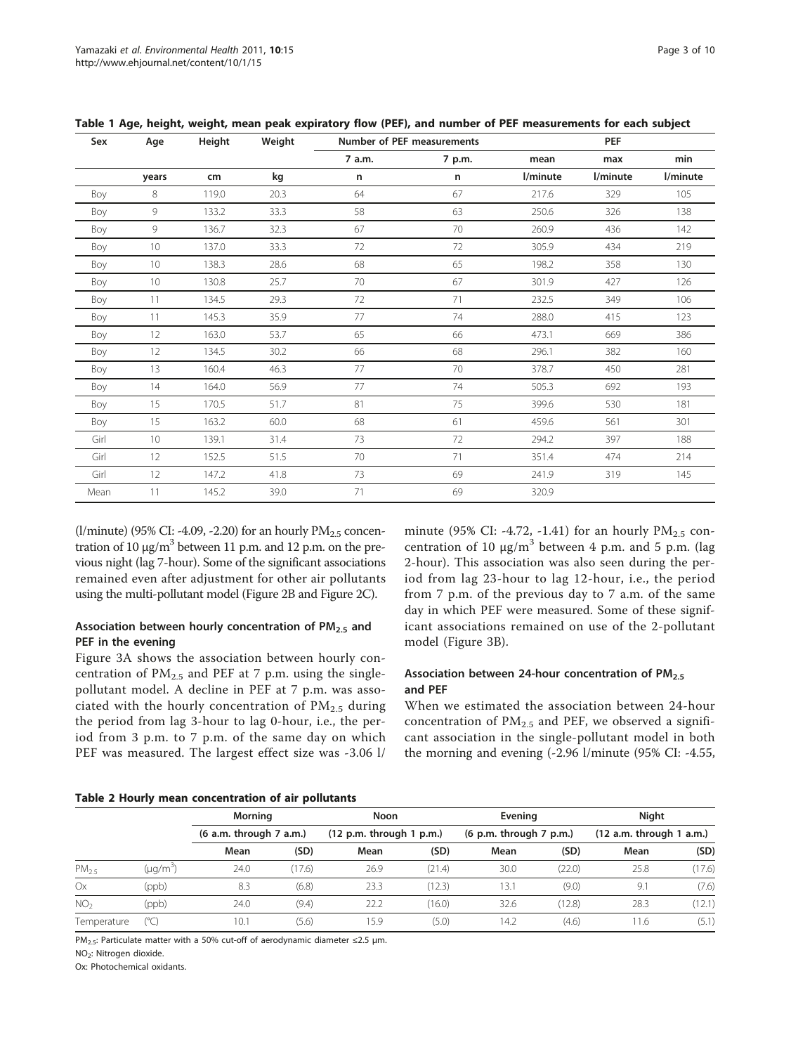**Table 1 Age, height, weight, mean peak expiratory flow (PEF), and number of PEF measurements for each subject**

| Sex | Age | Height | Weight | Number of PEF measurements | | PEF | | |
|---|---|---|---|---|---|---|---|---|
| | | | | 7 a.m. | 7 p.m. | mean | max | min |
| | years | cm | kg | n | n | l/minute | l/minute | l/minute |
| Boy | 8 | 119.0 | 20.3 | 64 | 67 | 217.6 | 329 | 105 |
| Boy | 9 | 133.2 | 33.3 | 58 | 63 | 250.6 | 326 | 138 |
| Boy | 9 | 136.7 | 32.3 | 67 | 70 | 260.9 | 436 | 142 |
| Boy | 10 | 137.0 | 33.3 | 72 | 72 | 305.9 | 434 | 219 |
| Boy | 10 | 138.3 | 28.6 | 68 | 65 | 198.2 | 358 | 130 |
| Boy | 10 | 130.8 | 25.7 | 70 | 67 | 301.9 | 427 | 126 |
| Boy | 11 | 134.5 | 29.3 | 72 | 71 | 232.5 | 349 | 106 |
| Boy | 11 | 145.3 | 35.9 | 77 | 74 | 288.0 | 415 | 123 |
| Boy | 12 | 163.0 | 53.7 | 65 | 66 | 473.1 | 669 | 386 |
| Boy | 12 | 134.5 | 30.2 | 66 | 68 | 296.1 | 382 | 160 |
| Boy | 13 | 160.4 | 46.3 | 77 | 70 | 378.7 | 450 | 281 |
| Boy | 14 | 164.0 | 56.9 | 77 | 74 | 505.3 | 692 | 193 |
| Boy | 15 | 170.5 | 51.7 | 81 | 75 | 399.6 | 530 | 181 |
| Boy | 15 | 163.2 | 60.0 | 68 | 61 | 459.6 | 561 | 301 |
| Girl | 10 | 139.1 | 31.4 | 73 | 72 | 294.2 | 397 | 188 |
| Girl | 12 | 152.5 | 51.5 | 70 | 71 | 351.4 | 474 | 214 |
| Girl | 12 | 147.2 | 41.8 | 73 | 69 | 241.9 | 319 | 145 |
| Mean | 11 | 145.2 | 39.0 | 71 | 69 | 320.9 | | |

(l/minute) (95% CI: -4.09, -2.20) for an hourly $PM_{2.5}$ concentration of 10 μg/m$^3$ between 11 p.m. and 12 p.m. on the previous night (lag 7-hour). Some of the significant associations remained even after adjustment for other air pollutants using the multi-pollutant model (Figure 2B and Figure 2C).

### Association between hourly concentration of $PM_{2.5}$ and PEF in the evening

Figure 3A shows the association between hourly concentration of $PM_{2.5}$ and PEF at 7 p.m. using the single-pollutant model. A decline in PEF at 7 p.m. was associated with the hourly concentration of $PM_{2.5}$ during the period from lag 3-hour to lag 0-hour, i.e., the period from 3 p.m. to 7 p.m. of the same day on which PEF was measured. The largest effect size was -3.06 l/minute (95% CI: -4.72, -1.41) for an hourly $PM_{2.5}$ concentration of 10 μg/m$^3$ between 4 p.m. and 5 p.m. (lag 2-hour). This association was also seen during the period from lag 23-hour to lag 12-hour, i.e., the period from 7 p.m. of the previous day to 7 a.m. of the same day in which PEF were measured. Some of these significant associations remained on use of the 2-pollutant model (Figure 3B).

### Association between 24-hour concentration of $PM_{2.5}$ and PEF

When we estimated the association between 24-hour concentration of $PM_{2.5}$ and PEF, we observed a significant association in the single-pollutant model in both the morning and evening (-2.96 l/minute (95% CI: -4.55,

**Table 2 Hourly mean concentration of air pollutants**

| | | Morning | | Noon | | Evening | | Night | |
|---|---|---|---|---|---|---|---|---|---|
| | | (6 a.m. through 7 a.m.) | | (12 p.m. through 1 p.m.) | | (6 p.m. through 7 p.m.) | | (12 a.m. through 1 a.m.) | |
| | | Mean | (SD) | Mean | (SD) | Mean | (SD) | Mean | (SD) |
| $PM_{2.5}$ | (μg/m$^3$) | 24.0 | (17.6) | 26.9 | (21.4) | 30.0 | (22.0) | 25.8 | (17.6) |
| Ox | (ppb) | 8.3 | (6.8) | 23.3 | (12.3) | 13.1 | (9.0) | 9.1 | (7.6) |
| $NO_2$ | (ppb) | 24.0 | (9.4) | 22.2 | (16.0) | 32.6 | (12.8) | 28.3 | (12.1) |
| Temperature | (°C) | 10.1 | (5.6) | 15.9 | (5.0) | 14.2 | (4.6) | 11.6 | (5.1) |

$PM_{2.5}$: Particulate matter with a 50% cut-off of aerodynamic diameter ≤2.5 μm.

$NO_2$: Nitrogen dioxide.

Ox: Photochemical oxidants.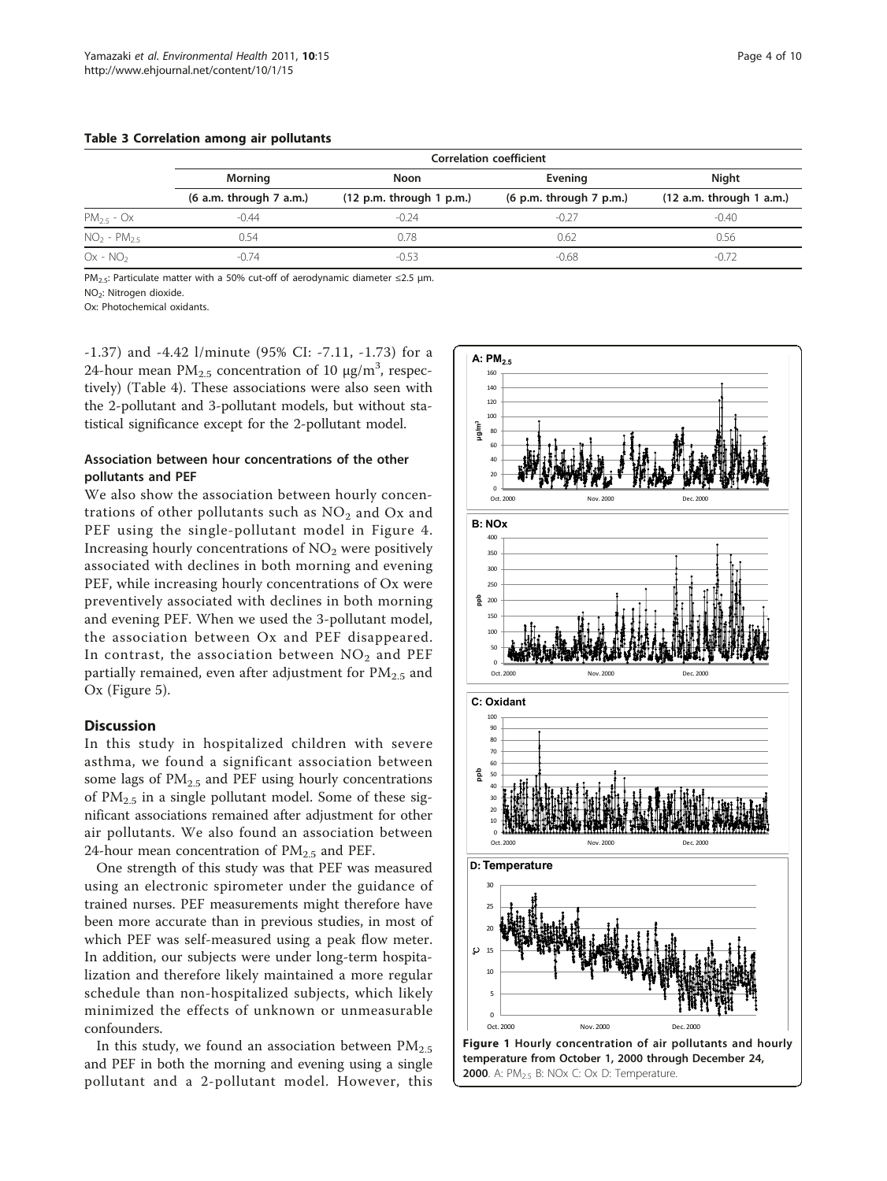**Table 3 Correlation among air pollutants**

| | Correlation coefficient | | | |
|---|---|---|---|---|
| | Morning | Noon | Evening | Night |
| | (6 a.m. through 7 a.m.) | (12 p.m. through 1 p.m.) | (6 p.m. through 7 p.m.) | (12 a.m. through 1 a.m.) |
| $PM_{2.5}$ - Ox | -0.44 | -0.24 | -0.27 | -0.40 |
| $NO_2$ - $PM_{2.5}$ | 0.54 | 0.78 | 0.62 | 0.56 |
| Ox - $NO_2$ | -0.74 | -0.53 | -0.68 | -0.72 |

$PM_{2.5}$: Particulate matter with a 50% cut-off of aerodynamic diameter ≤2.5 μm.
$NO_2$: Nitrogen dioxide.
Ox: Photochemical oxidants.

-1.37) and -4.42 l/minute (95% CI: -7.11, -1.73) for a 24-hour mean $PM_{2.5}$ concentration of 10 μg/$m^3$, respectively) (Table 4). These associations were also seen with the 2-pollutant and 3-pollutant models, but without statistical significance except for the 2-pollutant model.

### Association between hour concentrations of the other pollutants and PEF

We also show the association between hourly concentrations of other pollutants such as $NO_2$ and Ox and PEF using the single-pollutant model in Figure 4. Increasing hourly concentrations of $NO_2$ were positively associated with declines in both morning and evening PEF, while increasing hourly concentrations of Ox were preventively associated with declines in both morning and evening PEF. When we used the 3-pollutant model, the association between Ox and PEF disappeared. In contrast, the association between $NO_2$ and PEF partially remained, even after adjustment for $PM_{2.5}$ and Ox (Figure 5).

## Discussion

In this study in hospitalized children with severe asthma, we found a significant association between some lags of $PM_{2.5}$ and PEF using hourly concentrations of $PM_{2.5}$ in a single pollutant model. Some of these significant associations remained after adjustment for other air pollutants. We also found an association between 24-hour mean concentration of $PM_{2.5}$ and PEF.

One strength of this study was that PEF was measured using an electronic spirometer under the guidance of trained nurses. PEF measurements might therefore have been more accurate than in previous studies, in most of which PEF was self-measured using a peak flow meter. In addition, our subjects were under long-term hospitalization and therefore likely maintained a more regular schedule than non-hospitalized subjects, which likely minimized the effects of unknown or unmeasurable confounders.

In this study, we found an association between $PM_{2.5}$ and PEF in both the morning and evening using a single pollutant and a 2-pollutant model. However, this

**Figure 1 Hourly concentration of air pollutants and hourly temperature from October 1, 2000 through December 24, 2000**. A: $PM_{2.5}$ B: NOx C: Ox D: Temperature.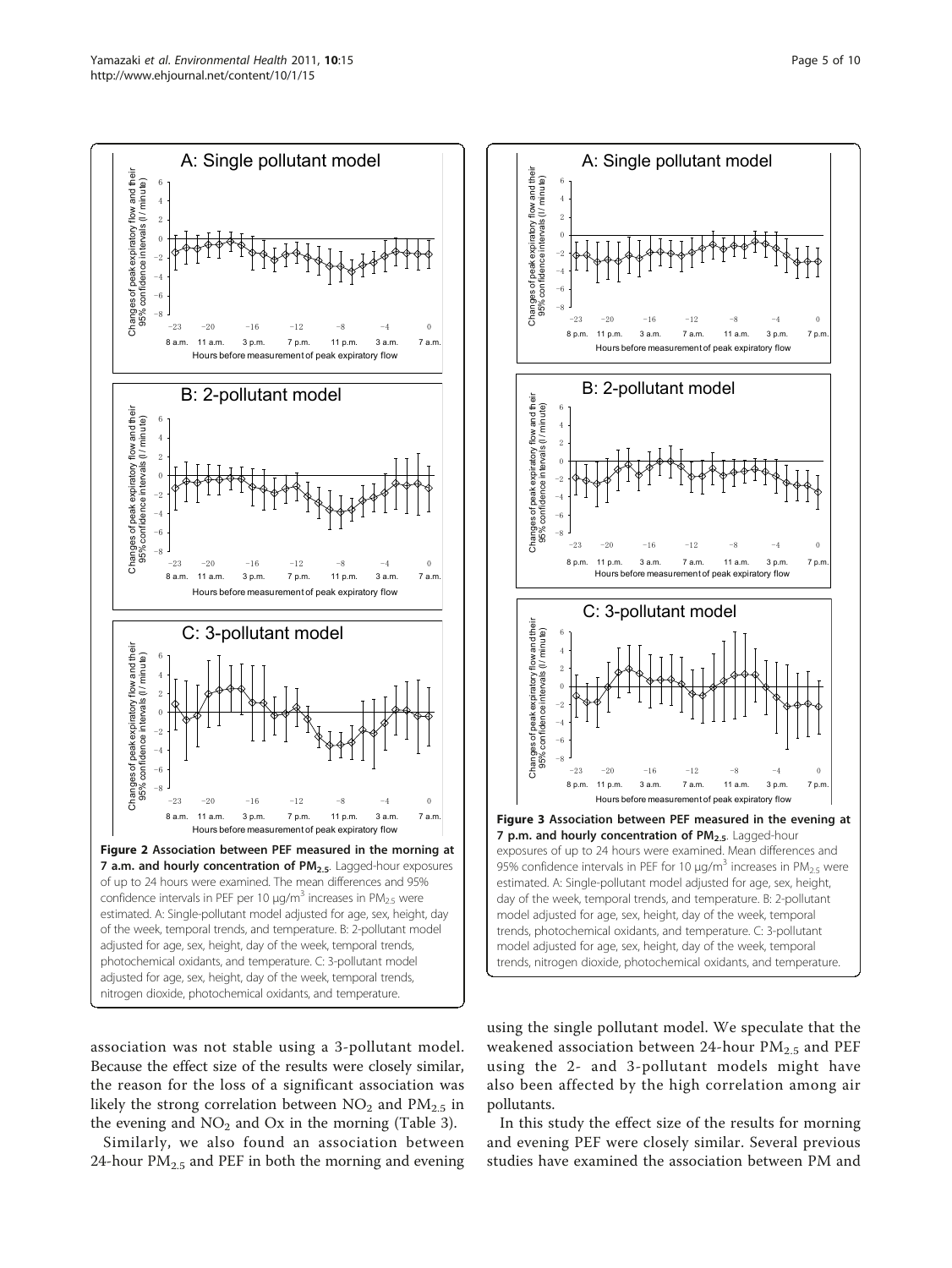**Figure 2 Association between PEF measured in the morning at 7 a.m. and hourly concentration of $PM_{2.5}$.** Lagged-hour exposures of up to 24 hours were examined. The mean differences and 95% confidence intervals in PEF per 10 μg/$m^3$ increases in $PM_{2.5}$ were estimated. A: Single-pollutant model adjusted for age, sex, height, day of the week, temporal trends, and temperature. B: 2-pollutant model adjusted for age, sex, height, day of the week, temporal trends, photochemical oxidants, and temperature. C: 3-pollutant model adjusted for age, sex, height, day of the week, temporal trends, nitrogen dioxide, photochemical oxidants, and temperature.

**Figure 3 Association between PEF measured in the evening at 7 p.m. and hourly concentration of $PM_{2.5}$.** Lagged-hour exposures of up to 24 hours were examined. Mean differences and 95% confidence intervals in PEF for 10 μg/$m^3$ increases in $PM_{2.5}$ were estimated. A: Single-pollutant model adjusted for age, sex, height, day of the week, temporal trends, and temperature. B: 2-pollutant model adjusted for age, sex, height, day of the week, temporal trends, photochemical oxidants, and temperature. C: 3-pollutant model adjusted for age, sex, height, day of the week, temporal trends, nitrogen dioxide, photochemical oxidants, and temperature.

association was not stable using a 3-pollutant model. Because the effect size of the results were closely similar, the reason for the loss of a significant association was likely the strong correlation between $NO_2$ and $PM_{2.5}$ in the evening and $NO_2$ and Ox in the morning (Table 3).

Similarly, we also found an association between 24-hour $PM_{2.5}$ and PEF in both the morning and evening using the single pollutant model. We speculate that the weakened association between 24-hour $PM_{2.5}$ and PEF using the 2- and 3-pollutant models might have also been affected by the high correlation among air pollutants.

In this study the effect size of the results for morning and evening PEF were closely similar. Several previous studies have examined the association between PM and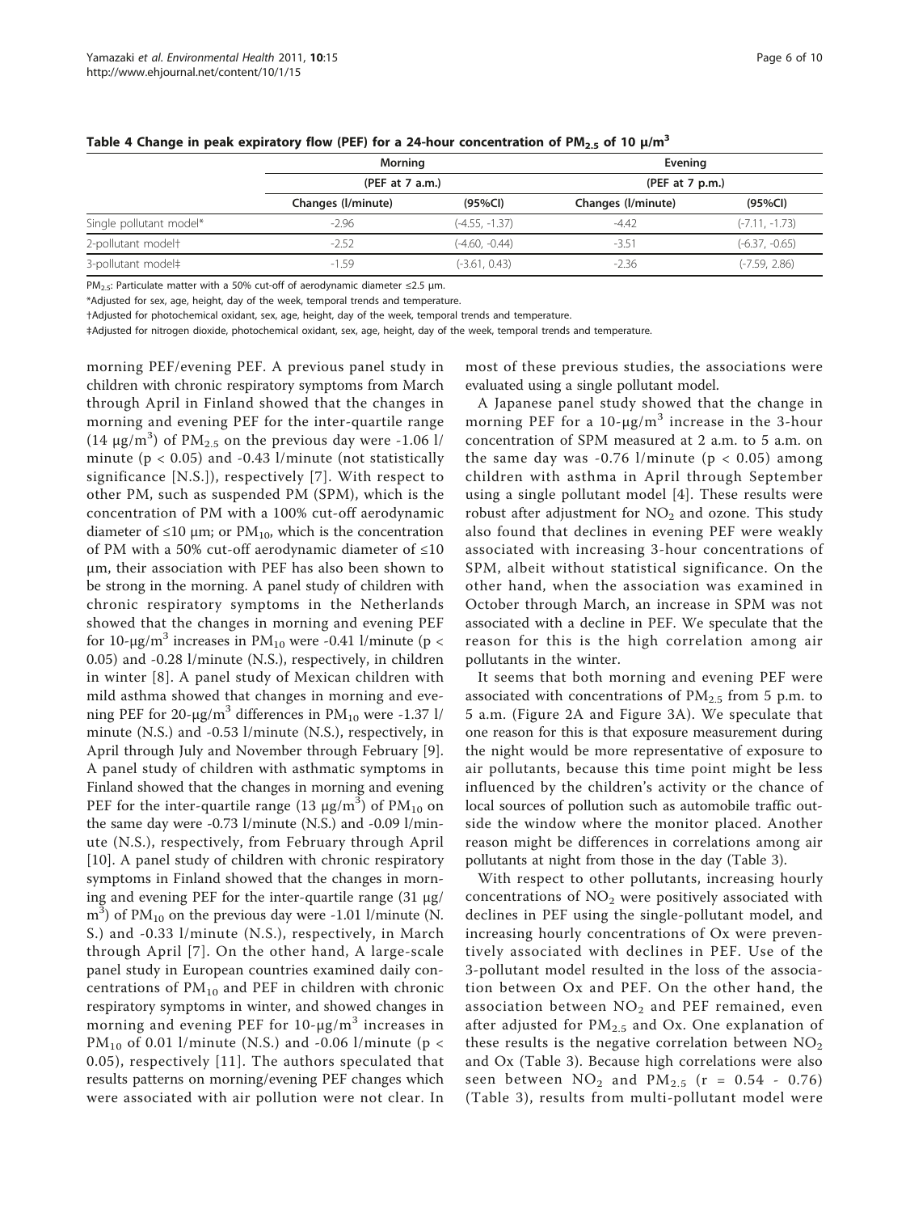**Table 4 Change in peak expiratory flow (PEF) for a 24-hour concentration of $PM_{2.5}$ of 10 μ/m$^3$**

| | Morning | | Evening | |
|---|---|---|---|---|
| | (PEF at 7 a.m.) | | (PEF at 7 p.m.) | |
| | Changes (l/minute) | (95%CI) | Changes (l/minute) | (95%CI) |
| Single pollutant model* | -2.96 | (-4.55, -1.37) | -4.42 | (-7.11, -1.73) |
| 2-pollutant model† | -2.52 | (-4.60, -0.44) | -3.51 | (-6.37, -0.65) |
| 3-pollutant model‡ | -1.59 | (-3.61, 0.43) | -2.36 | (-7.59, 2.86) |

$PM_{2.5}$: Particulate matter with a 50% cut-off of aerodynamic diameter ≤2.5 μm.

*Adjusted for sex, age, height, day of the week, temporal trends and temperature.

†Adjusted for photochemical oxidant, sex, age, height, day of the week, temporal trends and temperature.

‡Adjusted for nitrogen dioxide, photochemical oxidant, sex, age, height, day of the week, temporal trends and temperature.

morning PEF/evening PEF. A previous panel study in children with chronic respiratory symptoms from March through April in Finland showed that the changes in morning and evening PEF for the inter-quartile range (14 μg/m$^3$) of $PM_{2.5}$ on the previous day were -1.06 l/minute ($p < 0.05$) and -0.43 l/minute (not statistically significance [N.S.]), respectively [7]. With respect to other PM, such as suspended PM (SPM), which is the concentration of PM with a 100% cut-off aerodynamic diameter of ≤10 μm; or $PM_{10}$, which is the concentration of PM with a 50% cut-off aerodynamic diameter of ≤10 μm, their association with PEF has also been shown to be strong in the morning. A panel study of children with chronic respiratory symptoms in the Netherlands showed that the changes in morning and evening PEF for 10-μg/m$^3$ increases in $PM_{10}$ were -0.41 l/minute ($p < 0.05$) and -0.28 l/minute (N.S.), respectively, in children in winter [8]. A panel study of Mexican children with mild asthma showed that changes in morning and evening PEF for 20-μg/m$^3$ differences in $PM_{10}$ were -1.37 l/minute (N.S.) and -0.53 l/minute (N.S.), respectively, in April through July and November through February [9]. A panel study of children with asthmatic symptoms in Finland showed that the changes in morning and evening PEF for the inter-quartile range (13 μg/m$^3$) of $PM_{10}$ on the same day were -0.73 l/minute (N.S.) and -0.09 l/minute (N.S.), respectively, from February through April [10]. A panel study of children with chronic respiratory symptoms in Finland showed that the changes in morning and evening PEF for the inter-quartile range (31 μg/m$^3$) of $PM_{10}$ on the previous day were -1.01 l/minute (N.S.) and -0.33 l/minute (N.S.), respectively, in March through April [7]. On the other hand, A large-scale panel study in European countries examined daily concentrations of $PM_{10}$ and PEF in children with chronic respiratory symptoms in winter, and showed changes in morning and evening PEF for 10-μg/m$^3$ increases in $PM_{10}$ of 0.01 l/minute (N.S.) and -0.06 l/minute ($p < 0.05$), respectively [11]. The authors speculated that results patterns on morning/evening PEF changes which were associated with air pollution were not clear. In most of these previous studies, the associations were evaluated using a single pollutant model.

A Japanese panel study showed that the change in morning PEF for a 10-μg/m$^3$ increase in the 3-hour concentration of SPM measured at 2 a.m. to 5 a.m. on the same day was -0.76 l/minute ($p < 0.05$) among children with asthma in April through September using a single pollutant model [4]. These results were robust after adjustment for $NO_2$ and ozone. This study also found that declines in evening PEF were weakly associated with increasing 3-hour concentrations of SPM, albeit without statistical significance. On the other hand, when the association was examined in October through March, an increase in SPM was not associated with a decline in PEF. We speculate that the reason for this is the high correlation among air pollutants in the winter.

It seems that both morning and evening PEF were associated with concentrations of $PM_{2.5}$ from 5 p.m. to 5 a.m. (Figure 2A and Figure 3A). We speculate that one reason for this is that exposure measurement during the night would be more representative of exposure to air pollutants, because this time point might be less influenced by the children's activity or the chance of local sources of pollution such as automobile traffic outside the window where the monitor placed. Another reason might be differences in correlations among air pollutants at night from those in the day (Table 3).

With respect to other pollutants, increasing hourly concentrations of $NO_2$ were positively associated with declines in PEF using the single-pollutant model, and increasing hourly concentrations of Ox were preventively associated with declines in PEF. Use of the 3-pollutant model resulted in the loss of the association between Ox and PEF. On the other hand, the association between $NO_2$ and PEF remained, even after adjusted for $PM_{2.5}$ and Ox. One explanation of these results is the negative correlation between $NO_2$ and Ox (Table 3). Because high correlations were also seen between $NO_2$ and $PM_{2.5}$ ($r = 0.54$ - $0.76$) (Table 3), results from multi-pollutant model were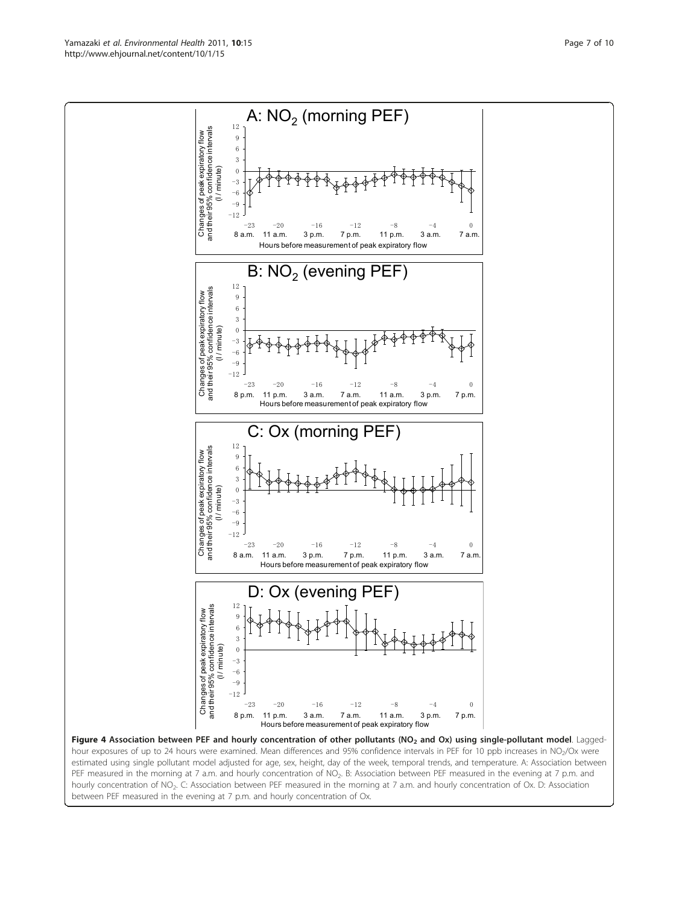**Figure 4 Association between PEF and hourly concentration of other pollutants ($NO_2$ and Ox) using single-pollutant model**. Lagged-hour exposures of up to 24 hours were examined. Mean differences and 95% confidence intervals in PEF for 10 ppb increases in $NO_2$/Ox were estimated using single pollutant model adjusted for age, sex, height, day of the week, temporal trends, and temperature. A: Association between PEF measured in the morning at 7 a.m. and hourly concentration of $NO_2$. B: Association between PEF measured in the evening at 7 p.m. and hourly concentration of $NO_2$. C: Association between PEF measured in the morning at 7 a.m. and hourly concentration of Ox. D: Association between PEF measured in the evening at 7 p.m. and hourly concentration of Ox.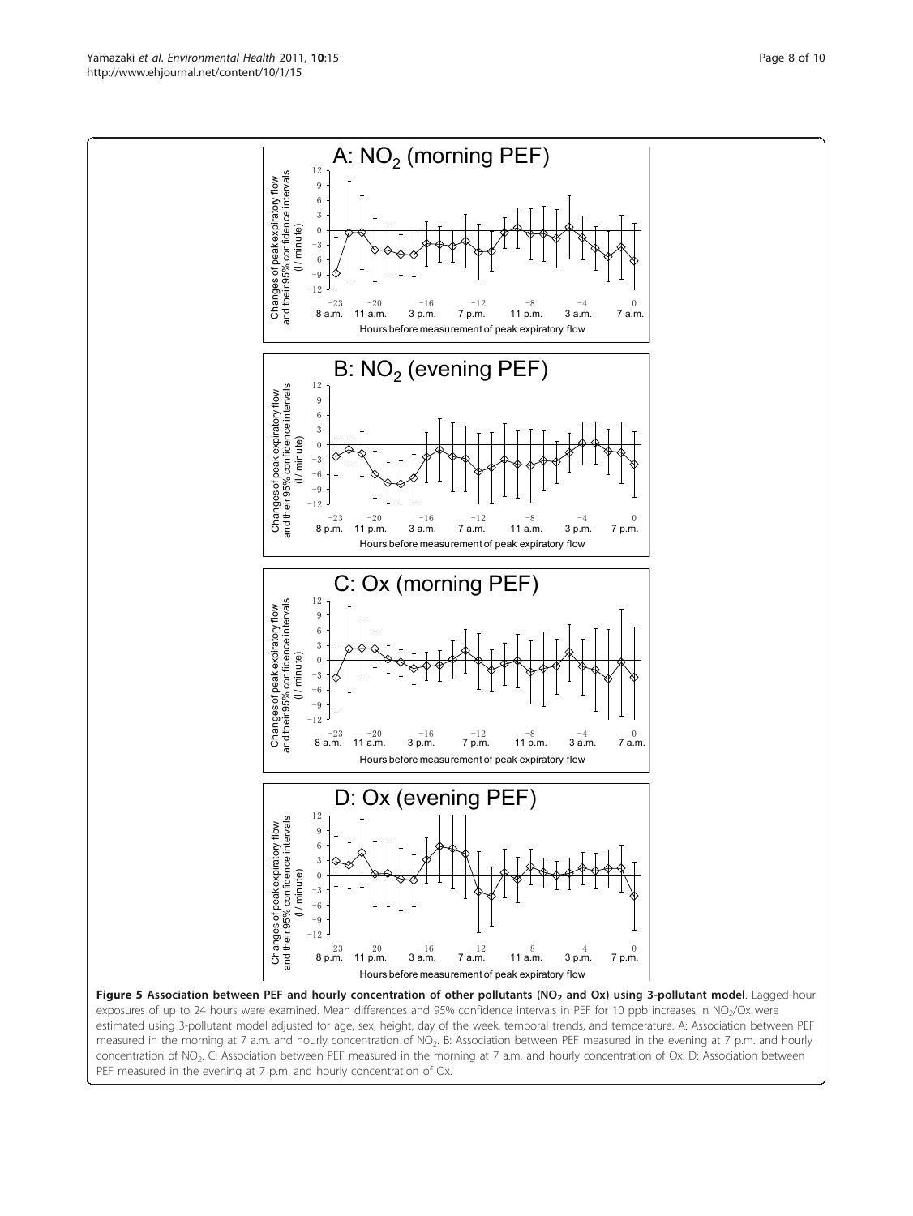**Figure 5 Association between PEF and hourly concentration of other pollutants ($NO_2$ and Ox) using 3-pollutant model**. Lagged-hour exposures of up to 24 hours were examined. Mean differences and 95% confidence intervals in PEF for 10 ppb increases in $NO_2$/Ox were estimated using 3-pollutant model adjusted for age, sex, height, day of the week, temporal trends, and temperature. A: Association between PEF measured in the morning at 7 a.m. and hourly concentration of $NO_2$. B: Association between PEF measured in the evening at 7 p.m. and hourly concentration of $NO_2$. C: Association between PEF measured in the morning at 7 a.m. and hourly concentration of Ox. D: Association between PEF measured in the evening at 7 p.m. and hourly concentration of Ox.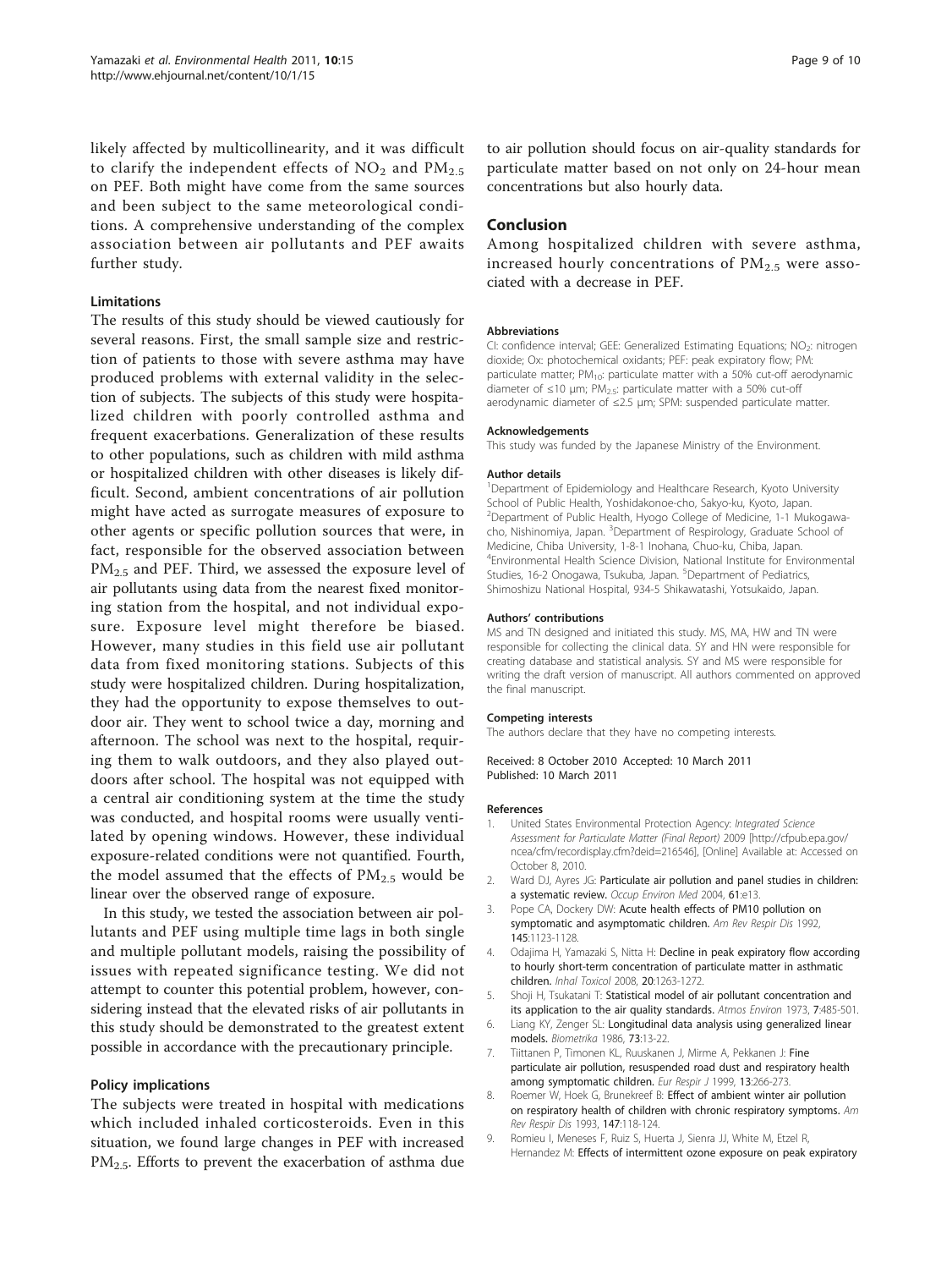likely affected by multicollinearity, and it was difficult to clarify the independent effects of $NO_2$ and $PM_{2.5}$ on PEF. Both might have come from the same sources and been subject to the same meteorological conditions. A comprehensive understanding of the complex association between air pollutants and PEF awaits further study.

### Limitations

The results of this study should be viewed cautiously for several reasons. First, the small sample size and restriction of patients to those with severe asthma may have produced problems with external validity in the selection of subjects. The subjects of this study were hospitalized children with poorly controlled asthma and frequent exacerbations. Generalization of these results to other populations, such as children with mild asthma or hospitalized children with other diseases is likely difficult. Second, ambient concentrations of air pollution might have acted as surrogate measures of exposure to other agents or specific pollution sources that were, in fact, responsible for the observed association between $PM_{2.5}$ and PEF. Third, we assessed the exposure level of air pollutants using data from the nearest fixed monitoring station from the hospital, and not individual exposure. Exposure level might therefore be biased. However, many studies in this field use air pollutant data from fixed monitoring stations. Subjects of this study were hospitalized children. During hospitalization, they had the opportunity to expose themselves to outdoor air. They went to school twice a day, morning and afternoon. The school was next to the hospital, requiring them to walk outdoors, and they also played outdoors after school. The hospital was not equipped with a central air conditioning system at the time the study was conducted, and hospital rooms were usually ventilated by opening windows. However, these individual exposure-related conditions were not quantified. Fourth, the model assumed that the effects of $PM_{2.5}$ would be linear over the observed range of exposure.

In this study, we tested the association between air pollutants and PEF using multiple time lags in both single and multiple pollutant models, raising the possibility of issues with repeated significance testing. We did not attempt to counter this potential problem, however, considering instead that the elevated risks of air pollutants in this study should be demonstrated to the greatest extent possible in accordance with the precautionary principle.

### Policy implications

The subjects were treated in hospital with medications which included inhaled corticosteroids. Even in this situation, we found large changes in PEF with increased $PM_{2.5}$. Efforts to prevent the exacerbation of asthma due to air pollution should focus on air-quality standards for particulate matter based on not only on 24-hour mean concentrations but also hourly data.

## Conclusion

Among hospitalized children with severe asthma, increased hourly concentrations of $PM_{2.5}$ were associated with a decrease in PEF.

#### Abbreviations

CI: confidence interval; GEE: Generalized Estimating Equations; $NO_2$: nitrogen dioxide; Ox: photochemical oxidants; PEF: peak expiratory flow; PM: particulate matter; $PM_{10}$: particulate matter with a 50% cut-off aerodynamic diameter of ≤10 μm; $PM_{2.5}$: particulate matter with a 50% cut-off aerodynamic diameter of ≤2.5 μm; SPM: suspended particulate matter.

#### Acknowledgements

This study was funded by the Japanese Ministry of the Environment.

#### Author details

[1]Department of Epidemiology and Healthcare Research, Kyoto University School of Public Health, Yoshidakonoe-cho, Sakyo-ku, Kyoto, Japan. [2]Department of Public Health, Hyogo College of Medicine, 1-1 Mukogawa-cho, Nishinomiya, Japan. [3]Department of Respirology, Graduate School of Medicine, Chiba University, 1-8-1 Inohana, Chuo-ku, Chiba, Japan. [4]Environmental Health Science Division, National Institute for Environmental Studies, 16-2 Onogawa, Tsukuba, Japan. [5]Department of Pediatrics, Shimoshizu National Hospital, 934-5 Shikawatashi, Yotsukaido, Japan.

#### Authors' contributions

MS and TN designed and initiated this study. MS, MA, HW and TN were responsible for collecting the clinical data. SY and HN were responsible for creating database and statistical analysis. SY and MS were responsible for writing the draft version of manuscript. All authors commented on approved the final manuscript.

#### Competing interests

The authors declare that they have no competing interests.

Received: 8 October 2010 Accepted: 10 March 2011
Published: 10 March 2011

#### References

1. United States Environmental Protection Agency: *Integrated Science Assessment for Particulate Matter (Final Report)* 2009 [http://cfpub.epa.gov/ncea/cfm/recordisplay.cfm?deid=216546], [Online] Available at: Accessed on October 8, 2010.
2. Ward DJ, Ayres JG: **Particulate air pollution and panel studies in children: a systematic review.** *Occup Environ Med* 2004, **61**:e13.
3. Pope CA, Dockery DW: **Acute health effects of PM10 pollution on symptomatic and asymptomatic children.** *Am Rev Respir Dis* 1992, **145**:1123-1128.
4. Odajima H, Yamazaki S, Nitta H: **Decline in peak expiratory flow according to hourly short-term concentration of particulate matter in asthmatic children.** *Inhal Toxicol* 2008, **20**:1263-1272.
5. Shoji H, Tsukatani T: **Statistical model of air pollutant concentration and its application to the air quality standards.** *Atmos Environ* 1973, **7**:485-501.
6. Liang KY, Zenger SL: **Longitudinal data analysis using generalized linear models.** *Biometrika* 1986, **73**:13-22.
7. Tiittanen P, Timonen KL, Ruuskanen J, Mirme A, Pekkanen J: **Fine particulate air pollution, resuspended road dust and respiratory health among symptomatic children.** *Eur Respir J* 1999, **13**:266-273.
8. Roemer W, Hoek G, Brunekreef B: **Effect of ambient winter air pollution on respiratory health of children with chronic respiratory symptoms.** *Am Rev Respir Dis* 1993, **147**:118-124.
9. Romieu I, Meneses F, Ruiz S, Huerta J, Sienra JJ, White M, Etzel R, Hernandez M: **Effects of intermittent ozone exposure on peak expiratory**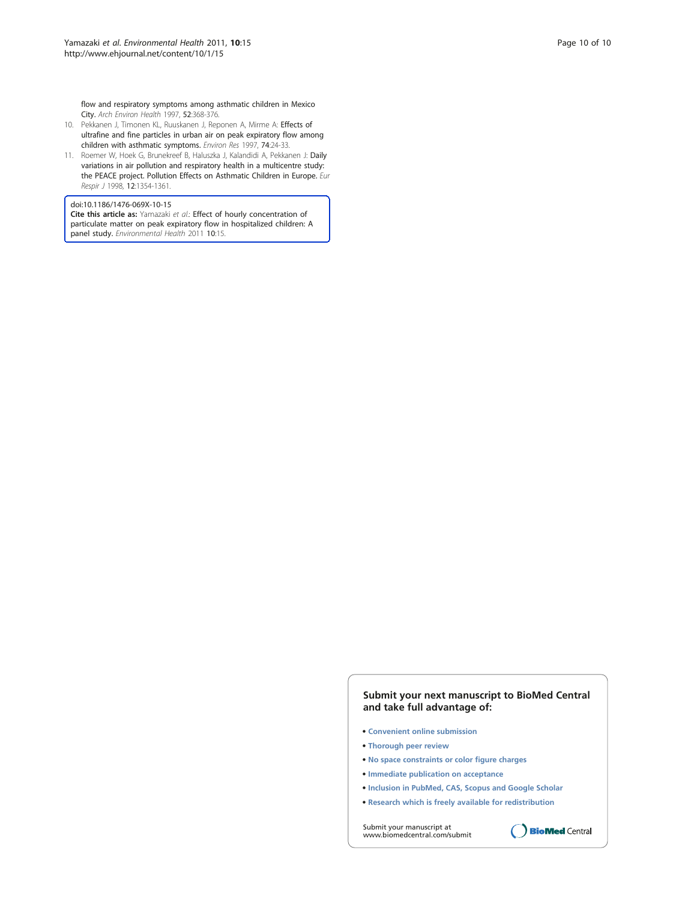flow and respiratory symptoms among asthmatic children in Mexico City. *Arch Environ Health* 1997, **52**:368-376.

10. Pekkanen J, Timonen KL, Ruuskanen J, Reponen A, Mirme A: **Effects of ultrafine and fine particles in urban air on peak expiratory flow among children with asthmatic symptoms.** *Environ Res* 1997, **74**:24-33.
11. Roemer W, Hoek G, Brunekreef B, Haluszka J, Kalandidi A, Pekkanen J: **Daily variations in air pollution and respiratory health in a multicentre study: the PEACE project. Pollution Effects on Asthmatic Children in Europe.** *Eur Respir J* 1998, **12**:1354-1361.

doi:10.1186/1476-069X-10-15

**Cite this article as:** Yamazaki *et al.*: Effect of hourly concentration of particulate matter on peak expiratory flow in hospitalized children: A panel study. *Environmental Health* 2011 **10**:15.

**Submit your next manuscript to BioMed Central and take full advantage of:**

- **Convenient online submission**
- **Thorough peer review**
- **No space constraints or color figure charges**
- **Immediate publication on acceptance**
- **Inclusion in PubMed, CAS, Scopus and Google Scholar**
- **Research which is freely available for redistribution**

Submit your manuscript at
www.biomedcentral.com/submit

BioMed Central